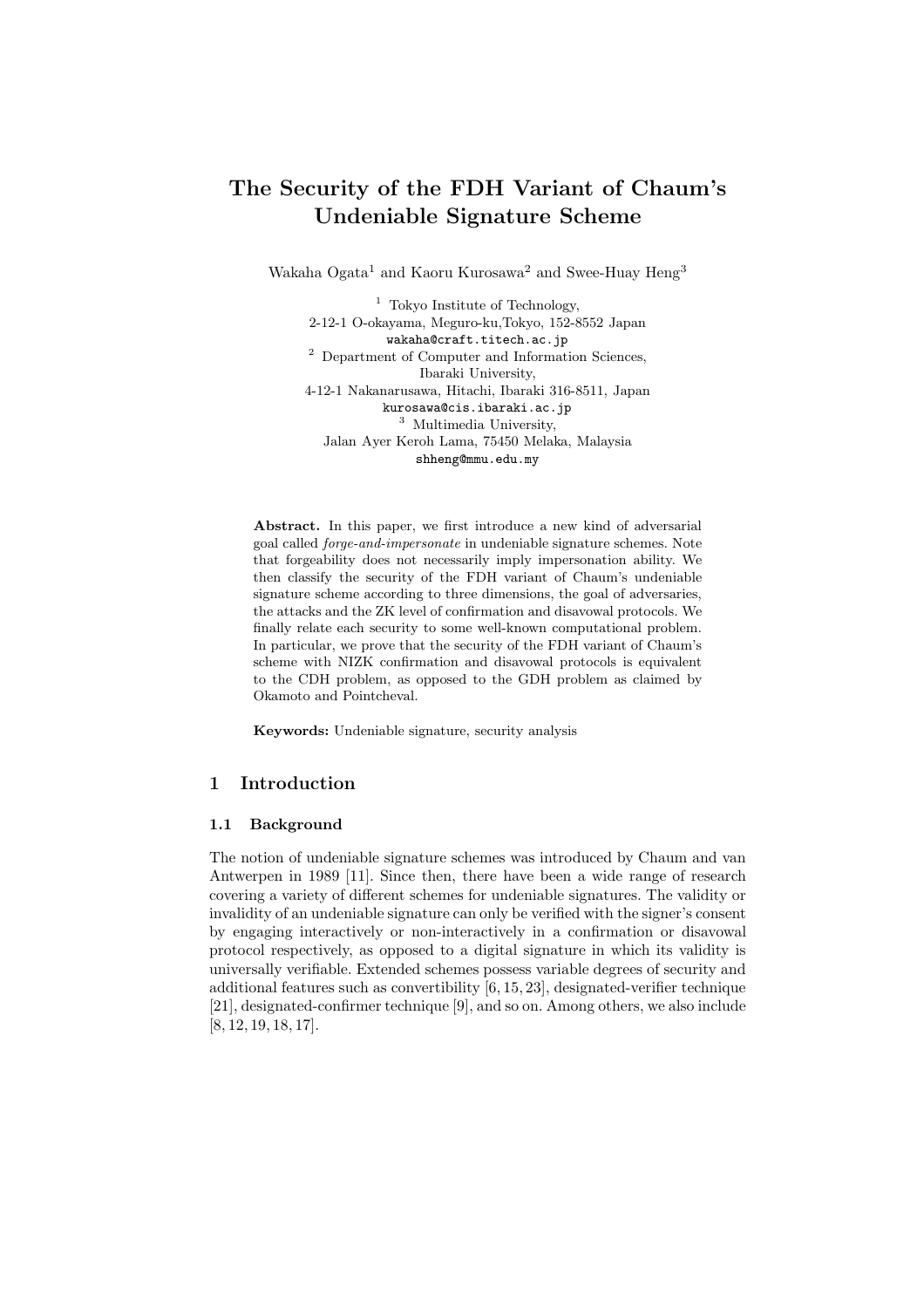# The Security of the FDH Variant of Chaum's Undeniable Signature Scheme

Wakaha Ogata[1] and Kaoru Kurosawa[2] and Swee-Huay Heng[3]

[1] Tokyo Institute of Technology,
2-12-1 O-okayama, Meguro-ku,Tokyo, 152-8552 Japan
wakaha@craft.titech.ac.jp

[2] Department of Computer and Information Sciences,
Ibaraki University,
4-12-1 Nakanarusawa, Hitachi, Ibaraki 316-8511, Japan
kurosawa@cis.ibaraki.ac.jp

[3] Multimedia University,
Jalan Ayer Keroh Lama, 75450 Melaka, Malaysia
shheng@mmu.edu.my

**Abstract.** In this paper, we first introduce a new kind of adversarial goal called *forge-and-impersonate* in undeniable signature schemes. Note that forgeability does not necessarily imply impersonation ability. We then classify the security of the FDH variant of Chaum's undeniable signature scheme according to three dimensions, the goal of adversaries, the attacks and the ZK level of confirmation and disavowal protocols. We finally relate each security to some well-known computational problem. In particular, we prove that the security of the FDH variant of Chaum's scheme with NIZK confirmation and disavowal protocols is equivalent to the CDH problem, as opposed to the GDH problem as claimed by Okamoto and Pointcheval.

**Keywords:** Undeniable signature, security analysis

## 1 Introduction

### 1.1 Background

The notion of undeniable signature schemes was introduced by Chaum and van Antwerpen in 1989 [11]. Since then, there have been a wide range of research covering a variety of different schemes for undeniable signatures. The validity or invalidity of an undeniable signature can only be verified with the signer's consent by engaging interactively or non-interactively in a confirmation or disavowal protocol respectively, as opposed to a digital signature in which its validity is universally verifiable. Extended schemes possess variable degrees of security and additional features such as convertibility [6, 15, 23], designated-verifier technique [21], designated-confirmer technique [9], and so on. Among others, we also include [8, 12, 19, 18, 17].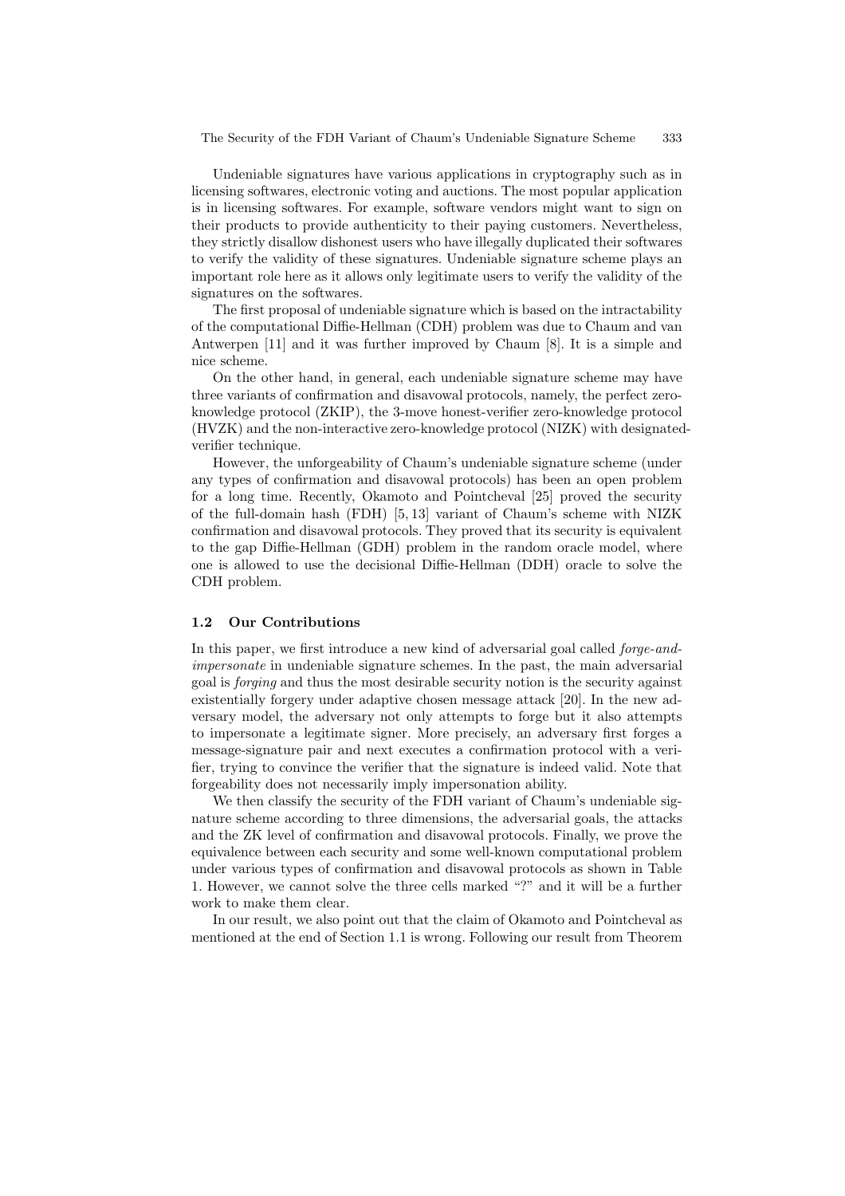Undeniable signatures have various applications in cryptography such as in licensing softwares, electronic voting and auctions. The most popular application is in licensing softwares. For example, software vendors might want to sign on their products to provide authenticity to their paying customers. Nevertheless, they strictly disallow dishonest users who have illegally duplicated their softwares to verify the validity of these signatures. Undeniable signature scheme plays an important role here as it allows only legitimate users to verify the validity of the signatures on the softwares.

The first proposal of undeniable signature which is based on the intractability of the computational Diffie-Hellman (CDH) problem was due to Chaum and van Antwerpen [11] and it was further improved by Chaum [8]. It is a simple and nice scheme.

On the other hand, in general, each undeniable signature scheme may have three variants of confirmation and disavowal protocols, namely, the perfect zero-knowledge protocol (ZKIP), the 3-move honest-verifier zero-knowledge protocol (HVZK) and the non-interactive zero-knowledge protocol (NIZK) with designated-verifier technique.

However, the unforgeability of Chaum's undeniable signature scheme (under any types of confirmation and disavowal protocols) has been an open problem for a long time. Recently, Okamoto and Pointcheval [25] proved the security of the full-domain hash (FDH) [5, 13] variant of Chaum's scheme with NIZK confirmation and disavowal protocols. They proved that its security is equivalent to the gap Diffie-Hellman (GDH) problem in the random oracle model, where one is allowed to use the decisional Diffie-Hellman (DDH) oracle to solve the CDH problem.

### 1.2 Our Contributions

In this paper, we first introduce a new kind of adversarial goal called *forge-and-impersonate* in undeniable signature schemes. In the past, the main adversarial goal is *forging* and thus the most desirable security notion is the security against existentially forgery under adaptive chosen message attack [20]. In the new adversary model, the adversary not only attempts to forge but it also attempts to impersonate a legitimate signer. More precisely, an adversary first forges a message-signature pair and next executes a confirmation protocol with a verifier, trying to convince the verifier that the signature is indeed valid. Note that forgeability does not necessarily imply impersonation ability.

We then classify the security of the FDH variant of Chaum's undeniable signature scheme according to three dimensions, the adversarial goals, the attacks and the ZK level of confirmation and disavowal protocols. Finally, we prove the equivalence between each security and some well-known computational problem under various types of confirmation and disavowal protocols as shown in Table 1. However, we cannot solve the three cells marked "?" and it will be a further work to make them clear.

In our result, we also point out that the claim of Okamoto and Pointcheval as mentioned at the end of Section 1.1 is wrong. Following our result from Theorem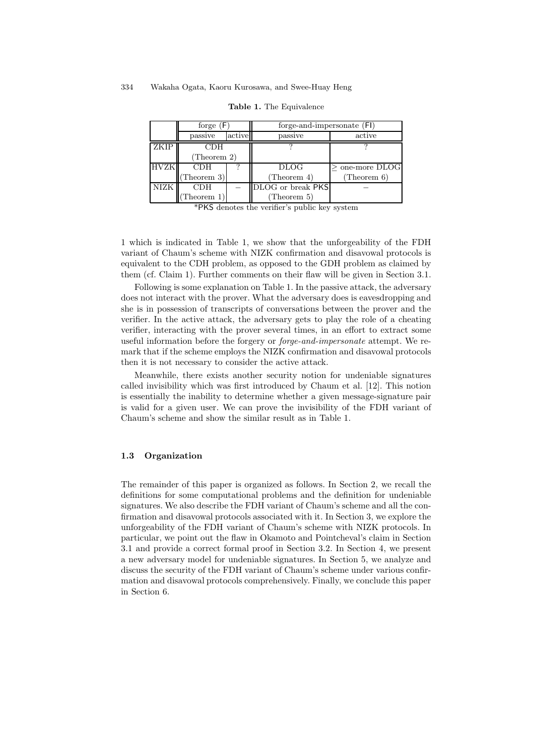**Table 1.** The Equivalence

| | forge (F) | | forge-and-impersonate (FI) | |
|---|---|---|---|---|
| | passive | active | passive | active |
| ZKIP | CDH (Theorem 2) | | ? | ? |
| HVZK | CDH (Theorem 3) | ? | DLOG (Theorem 4) | $\geq$ one-more DLOG (Theorem 6) |
| NIZK | CDH (Theorem 1) | – | DLOG or break PKS (Theorem 5) | – |

*PKS denotes the verifier's public key system

1 which is indicated in Table 1, we show that the unforgeability of the FDH variant of Chaum's scheme with NIZK confirmation and disavowal protocols is equivalent to the CDH problem, as opposed to the GDH problem as claimed by them (cf. Claim 1). Further comments on their flaw will be given in Section 3.1.

Following is some explanation on Table 1. In the passive attack, the adversary does not interact with the prover. What the adversary does is eavesdropping and she is in possession of transcripts of conversations between the prover and the verifier. In the active attack, the adversary gets to play the role of a cheating verifier, interacting with the prover several times, in an effort to extract some useful information before the forgery or *forge-and-impersonate* attempt. We remark that if the scheme employs the NIZK confirmation and disavowal protocols then it is not necessary to consider the active attack.

Meanwhile, there exists another security notion for undeniable signatures called invisibility which was first introduced by Chaum et al. [12]. This notion is essentially the inability to determine whether a given message-signature pair is valid for a given user. We can prove the invisibility of the FDH variant of Chaum's scheme and show the similar result as in Table 1.

### 1.3 Organization

The remainder of this paper is organized as follows. In Section 2, we recall the definitions for some computational problems and the definition for undeniable signatures. We also describe the FDH variant of Chaum's scheme and all the confirmation and disavowal protocols associated with it. In Section 3, we explore the unforgeability of the FDH variant of Chaum's scheme with NIZK protocols. In particular, we point out the flaw in Okamoto and Pointcheval's claim in Section 3.1 and provide a correct formal proof in Section 3.2. In Section 4, we present a new adversary model for undeniable signatures. In Section 5, we analyze and discuss the security of the FDH variant of Chaum's scheme under various confirmation and disavowal protocols comprehensively. Finally, we conclude this paper in Section 6.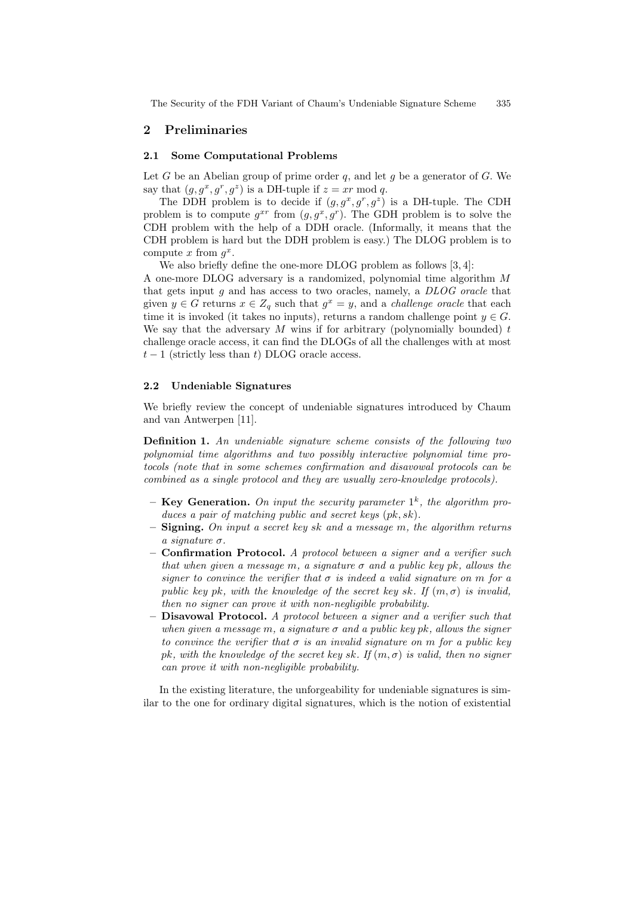## 2 Preliminaries

### 2.1 Some Computational Problems

Let $G$ be an Abelian group of prime order $q$, and let $g$ be a generator of $G$. We say that $(g, g^x, g^r, g^z)$ is a DH-tuple if $z = xr \bmod q$.

The DDH problem is to decide if $(g, g^x, g^r, g^z)$ is a DH-tuple. The CDH problem is to compute $g^{xr}$ from $(g, g^x, g^r)$. The GDH problem is to solve the CDH problem with the help of a DDH oracle. (Informally, it means that the CDH problem is hard but the DDH problem is easy.) The DLOG problem is to compute $x$ from $g^x$.

We also briefly define the one-more DLOG problem as follows [3, 4]:
A one-more DLOG adversary is a randomized, polynomial time algorithm $M$ that gets input $g$ and has access to two oracles, namely, a *DLOG oracle* that given $y \in G$ returns $x \in Z_q$ such that $g^x = y$, and a *challenge oracle* that each time it is invoked (it takes no inputs), returns a random challenge point $y \in G$. We say that the adversary $M$ wins if for arbitrary (polynomially bounded) $t$ challenge oracle access, it can find the DLOGs of all the challenges with at most $t - 1$ (strictly less than $t$) DLOG oracle access.

### 2.2 Undeniable Signatures

We briefly review the concept of undeniable signatures introduced by Chaum and van Antwerpen [11].

**Definition 1.** *An undeniable signature scheme consists of the following two polynomial time algorithms and two possibly interactive polynomial time protocols (note that in some schemes confirmation and disavowal protocols can be combined as a single protocol and they are usually zero-knowledge protocols).*

- **Key Generation.** *On input the security parameter $1^k$, the algorithm produces a pair of matching public and secret keys $(pk, sk)$.*
- **Signing.** *On input a secret key sk and a message m, the algorithm returns a signature $\sigma$.*
- **Confirmation Protocol.** *A protocol between a signer and a verifier such that when given a message m, a signature $\sigma$ and a public key pk, allows the signer to convince the verifier that $\sigma$ is indeed a valid signature on m for a public key pk, with the knowledge of the secret key sk. If $(m, \sigma)$ is invalid, then no signer can prove it with non-negligible probability.*
- **Disavowal Protocol.** *A protocol between a signer and a verifier such that when given a message m, a signature $\sigma$ and a public key pk, allows the signer to convince the verifier that $\sigma$ is an invalid signature on m for a public key pk, with the knowledge of the secret key sk. If $(m, \sigma)$ is valid, then no signer can prove it with non-negligible probability.*

In the existing literature, the unforgeability for undeniable signatures is similar to the one for ordinary digital signatures, which is the notion of existential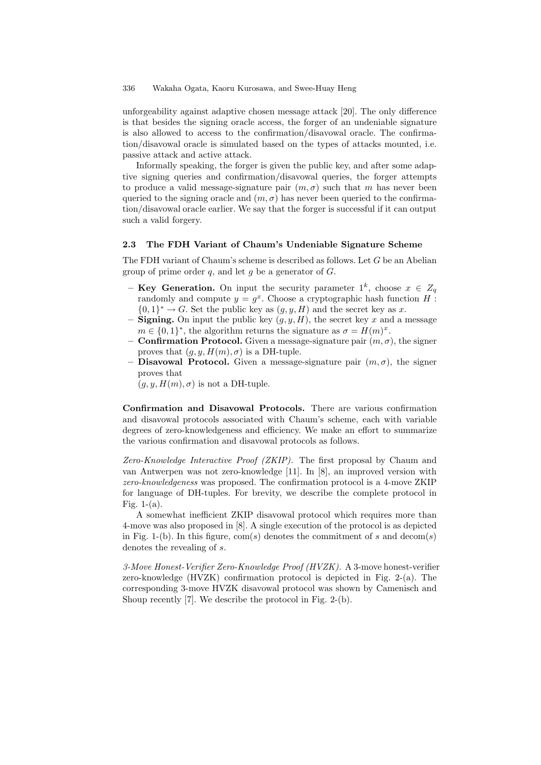unforgeability against adaptive chosen message attack [20]. The only difference is that besides the signing oracle access, the forger of an undeniable signature is also allowed to access to the confirmation/disavowal oracle. The confirmation/disavowal oracle is simulated based on the types of attacks mounted, i.e. passive attack and active attack.

Informally speaking, the forger is given the public key, and after some adaptive signing queries and confirmation/disavowal queries, the forger attempts to produce a valid message-signature pair $(m, \sigma)$ such that $m$ has never been queried to the signing oracle and $(m, \sigma)$ has never been queried to the confirmation/disavowal oracle earlier. We say that the forger is successful if it can output such a valid forgery.

### 2.3 The FDH Variant of Chaum's Undeniable Signature Scheme

The FDH variant of Chaum's scheme is described as follows. Let $G$ be an Abelian group of prime order $q$, and let $g$ be a generator of $G$.

- **Key Generation.** On input the security parameter $1^k$, choose $x \in Z_q$ randomly and compute $y = g^x$. Choose a cryptographic hash function $H : \{0,1\}^* \to G$. Set the public key as $(g, y, H)$ and the secret key as $x$.
- **Signing.** On input the public key $(g, y, H)$, the secret key $x$ and a message $m \in \{0,1\}^*$, the algorithm returns the signature as $\sigma = H(m)^x$.
- **Confirmation Protocol.** Given a message-signature pair $(m, \sigma)$, the signer proves that $(g, y, H(m), \sigma)$ is a DH-tuple.
- **Disavowal Protocol.** Given a message-signature pair $(m, \sigma)$, the signer proves that
  $(g, y, H(m), \sigma)$ is not a DH-tuple.

**Confirmation and Disavowal Protocols.** There are various confirmation and disavowal protocols associated with Chaum's scheme, each with variable degrees of zero-knowledgeness and efficiency. We make an effort to summarize the various confirmation and disavowal protocols as follows.

*Zero-Knowledge Interactive Proof (ZKIP).* The first proposal by Chaum and van Antwerpen was not zero-knowledge [11]. In [8], an improved version with *zero-knowledgeness* was proposed. The confirmation protocol is a 4-move ZKIP for language of DH-tuples. For brevity, we describe the complete protocol in Fig. 1-(a).

A somewhat inefficient ZKIP disavowal protocol which requires more than 4-move was also proposed in [8]. A single execution of the protocol is as depicted in Fig. 1-(b). In this figure, $\mathrm{com}(s)$ denotes the commitment of $s$ and $\mathrm{decom}(s)$ denotes the revealing of $s$.

*3-Move Honest-Verifier Zero-Knowledge Proof (HVZK).* A 3-move honest-verifier zero-knowledge (HVZK) confirmation protocol is depicted in Fig. 2-(a). The corresponding 3-move HVZK disavowal protocol was shown by Camenisch and Shoup recently [7]. We describe the protocol in Fig. 2-(b).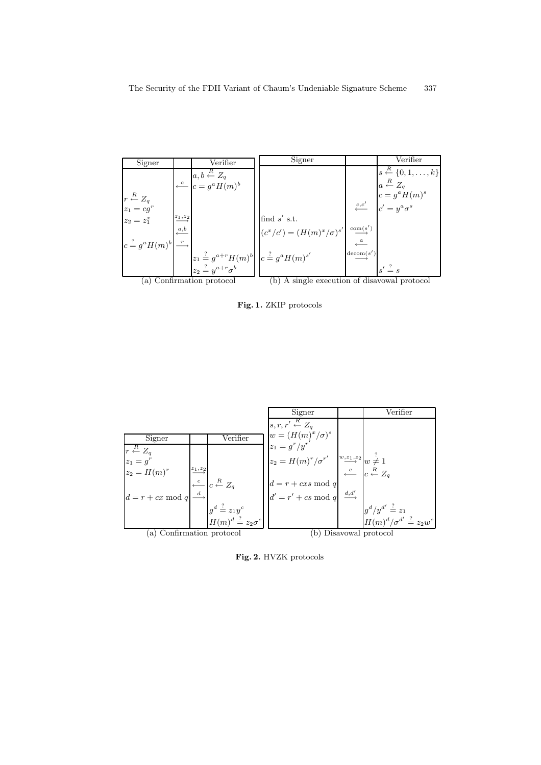| Signer | | Verifier |
|---|---|---|
| | $\xleftarrow{c}$ | $a, b \xleftarrow{R} Z_q$ <br> $c = g^a H(m)^b$ |
| $r \xleftarrow{R} Z_q$ <br> $z_1 = cg^r$ <br> $z_2 = z_1^x$ | $\xrightarrow{z_1, z_2}$ | |
| | $\xleftarrow{a,b}$ | |
| $c \stackrel{?}{=} g^a H(m)^b$ | $\xrightarrow{r}$ | |
| | | $z_1 \stackrel{?}{=} g^{a+r} H(m)^b$ <br> $z_2 \stackrel{?}{=} y^{a+r} \sigma^b$ |

(a) Confirmation protocol

| Signer | | Verifier |
|---|---|---|
| | $\xleftarrow{c,c'}$ | $s \xleftarrow{R} \{0, 1, \ldots, k\}$ <br> $a \xleftarrow{R} Z_q$ <br> $c = g^a H(m)^s$ <br> $c' = y^a \sigma^s$ |
| find $s'$ s.t. <br> $(c^x/c') = (H(m)^x/\sigma)^{s'}$ | $\xrightarrow{\mathrm{com}(s')}$ | |
| | $\xleftarrow{a}$ | |
| $c \stackrel{?}{=} g^a H(m)^{s'}$ | $\xrightarrow{\mathrm{decom}(s')}$ | |
| | | $s' \stackrel{?}{=} s$ |

(b) A single execution of disavowal protocol

**Fig. 1.** ZKIP protocols

| Signer | | Verifier |
|---|---|---|
| $r \xleftarrow{R} Z_q$ <br> $z_1 = g^r$ <br> $z_2 = H(m)^r$ | $\xrightarrow{z_1, z_2}$ | |
| | $\xleftarrow{c}$ | $c \xleftarrow{R} Z_q$ |
| $d = r + cx \bmod q$ | $\xrightarrow{d}$ | |
| | | $g^d \stackrel{?}{=} z_1 y^c$ <br> $H(m)^d \stackrel{?}{=} z_2 \sigma^c$ |

(a) Confirmation protocol

| Signer | | Verifier |
|---|---|---|
| $s, r, r' \xleftarrow{R} Z_q$ <br> $w = (H(m)^x/\sigma)^s$ <br> $z_1 = g^r/y^{r'}$ <br> $z_2 = H(m)^r/\sigma^{r'}$ | $\xrightarrow{w, z_1, z_2}$ | $w \stackrel{?}{\neq} 1$ |
| | $\xleftarrow{c}$ | $c \xleftarrow{R} Z_q$ |
| $d = r + cxs \bmod q$ <br> $d' = r' + cs \bmod q$ | $\xrightarrow{d,d'}$ | |
| | | $g^d/y^{d'} \stackrel{?}{=} z_1$ <br> $H(m)^d/\sigma^{d'} \stackrel{?}{=} z_2 w^c$ |

(b) Disavowal protocol

**Fig. 2.** HVZK protocols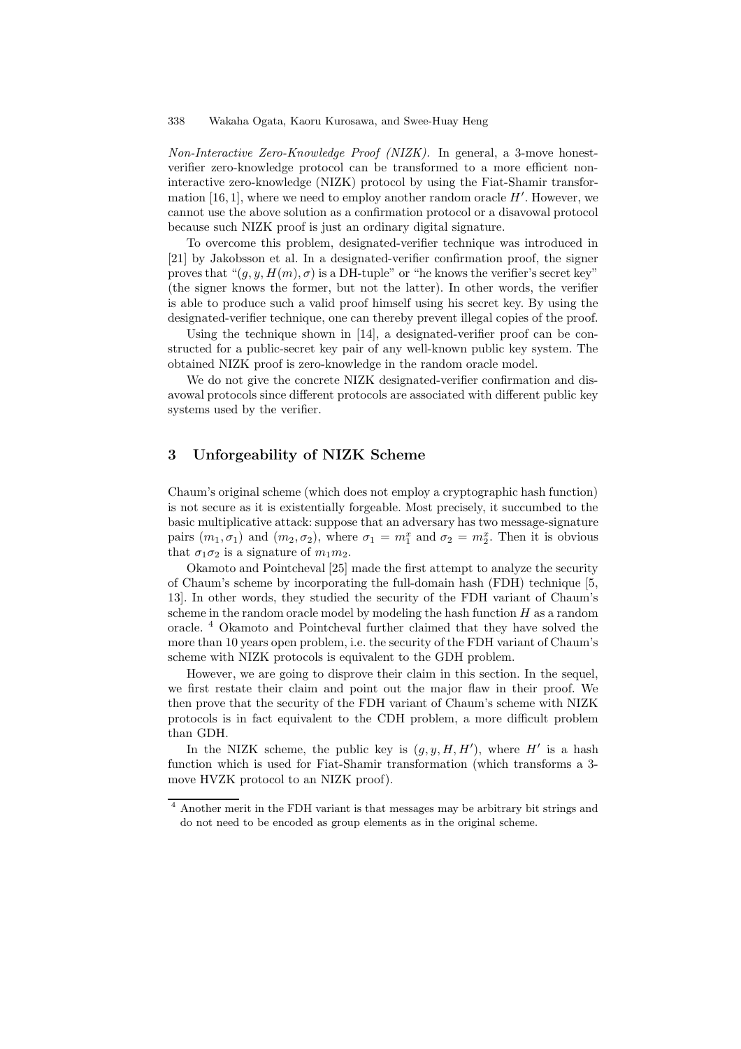*Non-Interactive Zero-Knowledge Proof (NIZK).* In general, a 3-move honest-verifier zero-knowledge protocol can be transformed to a more efficient non-interactive zero-knowledge (NIZK) protocol by using the Fiat-Shamir transformation [16, 1], where we need to employ another random oracle $H'$. However, we cannot use the above solution as a confirmation protocol or a disavowal protocol because such NIZK proof is just an ordinary digital signature.

To overcome this problem, designated-verifier technique was introduced in [21] by Jakobsson et al. In a designated-verifier confirmation proof, the signer proves that "$(g, y, H(m), \sigma)$ is a DH-tuple" or "he knows the verifier's secret key" (the signer knows the former, but not the latter). In other words, the verifier is able to produce such a valid proof himself using his secret key. By using the designated-verifier technique, one can thereby prevent illegal copies of the proof.

Using the technique shown in [14], a designated-verifier proof can be constructed for a public-secret key pair of any well-known public key system. The obtained NIZK proof is zero-knowledge in the random oracle model.

We do not give the concrete NIZK designated-verifier confirmation and disavowal protocols since different protocols are associated with different public key systems used by the verifier.

## 3 Unforgeability of NIZK Scheme

Chaum's original scheme (which does not employ a cryptographic hash function) is not secure as it is existentially forgeable. Most precisely, it succumbed to the basic multiplicative attack: suppose that an adversary has two message-signature pairs $(m_1, \sigma_1)$ and $(m_2, \sigma_2)$, where $\sigma_1 = m_1^x$ and $\sigma_2 = m_2^x$. Then it is obvious that $\sigma_1\sigma_2$ is a signature of $m_1 m_2$.

Okamoto and Pointcheval [25] made the first attempt to analyze the security of Chaum's scheme by incorporating the full-domain hash (FDH) technique [5, 13]. In other words, they studied the security of the FDH variant of Chaum's scheme in the random oracle model by modeling the hash function $H$ as a random oracle. [4] Okamoto and Pointcheval further claimed that they have solved the more than 10 years open problem, i.e. the security of the FDH variant of Chaum's scheme with NIZK protocols is equivalent to the GDH problem.

However, we are going to disprove their claim in this section. In the sequel, we first restate their claim and point out the major flaw in their proof. We then prove that the security of the FDH variant of Chaum's scheme with NIZK protocols is in fact equivalent to the CDH problem, a more difficult problem than GDH.

In the NIZK scheme, the public key is $(g, y, H, H')$, where $H'$ is a hash function which is used for Fiat-Shamir transformation (which transforms a 3-move HVZK protocol to an NIZK proof).

[4] Another merit in the FDH variant is that messages may be arbitrary bit strings and do not need to be encoded as group elements as in the original scheme.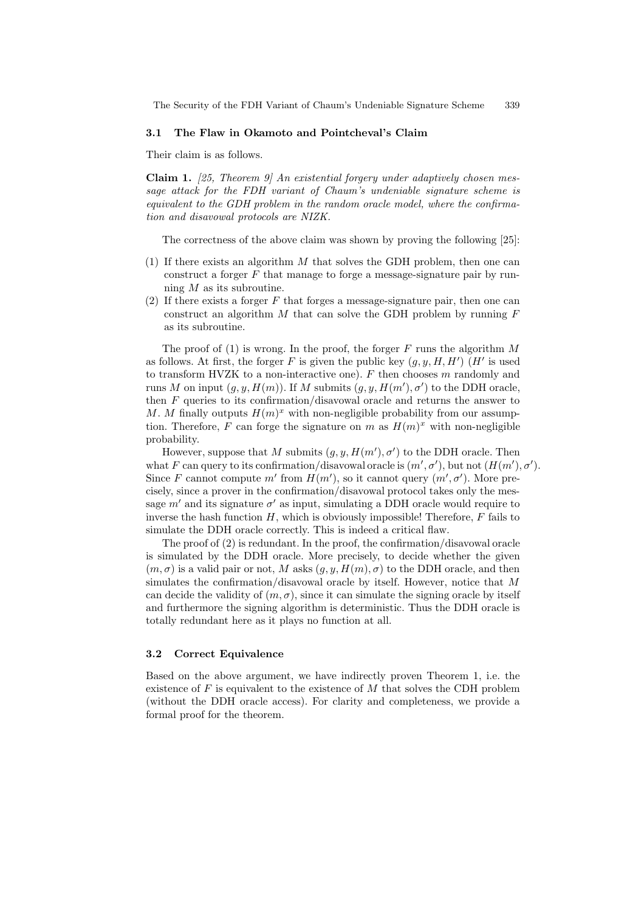### 3.1 The Flaw in Okamoto and Pointcheval's Claim

Their claim is as follows.

**Claim 1.** *[25, Theorem 9] An existential forgery under adaptively chosen message attack for the FDH variant of Chaum's undeniable signature scheme is equivalent to the GDH problem in the random oracle model, where the confirmation and disavowal protocols are NIZK.*

The correctness of the above claim was shown by proving the following [25]:

(1) If there exists an algorithm $M$ that solves the GDH problem, then one can construct a forger $F$ that manage to forge a message-signature pair by running $M$ as its subroutine.
(2) If there exists a forger $F$ that forges a message-signature pair, then one can construct an algorithm $M$ that can solve the GDH problem by running $F$ as its subroutine.

The proof of (1) is wrong. In the proof, the forger $F$ runs the algorithm $M$ as follows. At first, the forger $F$ is given the public key $(g, y, H, H')$ ($H'$ is used to transform HVZK to a non-interactive one). $F$ then chooses $m$ randomly and runs $M$ on input $(g, y, H(m))$. If $M$ submits $(g, y, H(m'), \sigma')$ to the DDH oracle, then $F$ queries to its confirmation/disavowal oracle and returns the answer to $M$. $M$ finally outputs $H(m)^x$ with non-negligible probability from our assumption. Therefore, $F$ can forge the signature on $m$ as $H(m)^x$ with non-negligible probability.

However, suppose that $M$ submits $(g, y, H(m'), \sigma')$ to the DDH oracle. Then what $F$ can query to its confirmation/disavowal oracle is $(m', \sigma')$, but not $(H(m'), \sigma')$. Since $F$ cannot compute $m'$ from $H(m')$, so it cannot query $(m', \sigma')$. More precisely, since a prover in the confirmation/disavowal protocol takes only the message $m'$ and its signature $\sigma'$ as input, simulating a DDH oracle would require to inverse the hash function $H$, which is obviously impossible! Therefore, $F$ fails to simulate the DDH oracle correctly. This is indeed a critical flaw.

The proof of (2) is redundant. In the proof, the confirmation/disavowal oracle is simulated by the DDH oracle. More precisely, to decide whether the given $(m, \sigma)$ is a valid pair or not, $M$ asks $(g, y, H(m), \sigma)$ to the DDH oracle, and then simulates the confirmation/disavowal oracle by itself. However, notice that $M$ can decide the validity of $(m, \sigma)$, since it can simulate the signing oracle by itself and furthermore the signing algorithm is deterministic. Thus the DDH oracle is totally redundant here as it plays no function at all.

### 3.2 Correct Equivalence

Based on the above argument, we have indirectly proven Theorem 1, i.e. the existence of $F$ is equivalent to the existence of $M$ that solves the CDH problem (without the DDH oracle access). For clarity and completeness, we provide a formal proof for the theorem.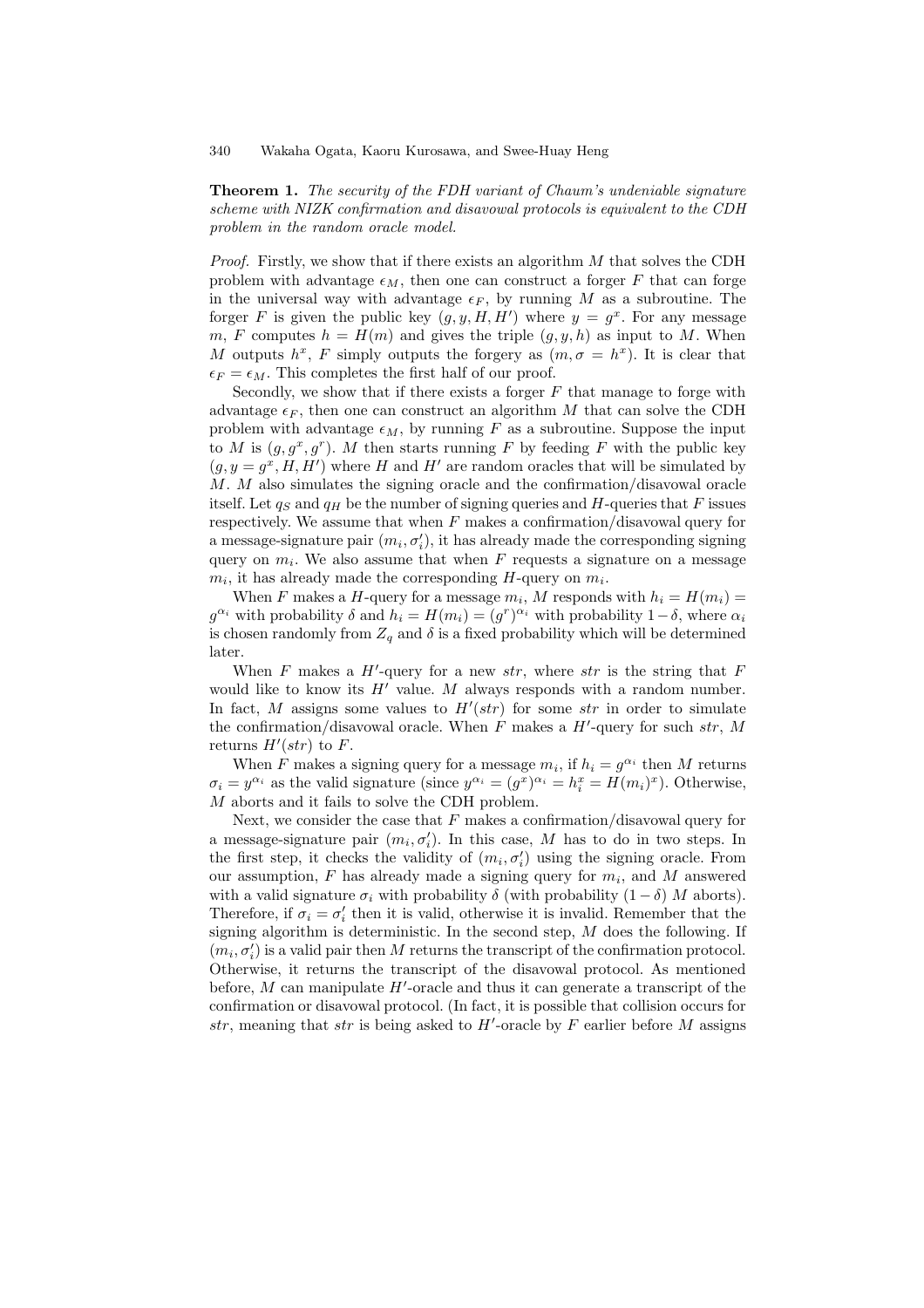**Theorem 1.** *The security of the FDH variant of Chaum's undeniable signature scheme with NIZK confirmation and disavowal protocols is equivalent to the CDH problem in the random oracle model.*

*Proof.* Firstly, we show that if there exists an algorithm $M$ that solves the CDH problem with advantage $\epsilon_M$, then one can construct a forger $F$ that can forge in the universal way with advantage $\epsilon_F$, by running $M$ as a subroutine. The forger $F$ is given the public key $(g, y, H, H')$ where $y = g^x$. For any message $m$, $F$ computes $h = H(m)$ and gives the triple $(g, y, h)$ as input to $M$. When $M$ outputs $h^x$, $F$ simply outputs the forgery as $(m, \sigma = h^x)$. It is clear that $\epsilon_F = \epsilon_M$. This completes the first half of our proof.

Secondly, we show that if there exists a forger $F$ that manage to forge with advantage $\epsilon_F$, then one can construct an algorithm $M$ that can solve the CDH problem with advantage $\epsilon_M$, by running $F$ as a subroutine. Suppose the input to $M$ is $(g, g^x, g^r)$. $M$ then starts running $F$ by feeding $F$ with the public key $(g, y = g^x, H, H')$ where $H$ and $H'$ are random oracles that will be simulated by $M$. $M$ also simulates the signing oracle and the confirmation/disavowal oracle itself. Let $q_S$ and $q_H$ be the number of signing queries and $H$-queries that $F$ issues respectively. We assume that when $F$ makes a confirmation/disavowal query for a message-signature pair $(m_i, \sigma_i')$, it has already made the corresponding signing query on $m_i$. We also assume that when $F$ requests a signature on a message $m_i$, it has already made the corresponding $H$-query on $m_i$.

When $F$ makes a $H$-query for a message $m_i$, $M$ responds with $h_i = H(m_i) = g^{\alpha_i}$ with probability $\delta$ and $h_i = H(m_i) = (g^r)^{\alpha_i}$ with probability $1-\delta$, where $\alpha_i$ is chosen randomly from $Z_q$ and $\delta$ is a fixed probability which will be determined later.

When $F$ makes a $H'$-query for a new $str$, where $str$ is the string that $F$ would like to know its $H'$ value. $M$ always responds with a random number. In fact, $M$ assigns some values to $H'(str)$ for some $str$ in order to simulate the confirmation/disavowal oracle. When $F$ makes a $H'$-query for such $str$, $M$ returns $H'(str)$ to $F$.

When $F$ makes a signing query for a message $m_i$, if $h_i = g^{\alpha_i}$ then $M$ returns $\sigma_i = y^{\alpha_i}$ as the valid signature (since $y^{\alpha_i} = (g^x)^{\alpha_i} = h_i^x = H(m_i)^x$). Otherwise, $M$ aborts and it fails to solve the CDH problem.

Next, we consider the case that $F$ makes a confirmation/disavowal query for a message-signature pair $(m_i, \sigma_i')$. In this case, $M$ has to do in two steps. In the first step, it checks the validity of $(m_i, \sigma_i')$ using the signing oracle. From our assumption, $F$ has already made a signing query for $m_i$, and $M$ answered with a valid signature $\sigma_i$ with probability $\delta$ (with probability $(1-\delta)$ $M$ aborts). Therefore, if $\sigma_i = \sigma_i'$ then it is valid, otherwise it is invalid. Remember that the signing algorithm is deterministic. In the second step, $M$ does the following. If $(m_i, \sigma_i')$ is a valid pair then $M$ returns the transcript of the confirmation protocol. Otherwise, it returns the transcript of the disavowal protocol. As mentioned before, $M$ can manipulate $H'$-oracle and thus it can generate a transcript of the confirmation or disavowal protocol. (In fact, it is possible that collision occurs for $str$, meaning that $str$ is being asked to $H'$-oracle by $F$ earlier before $M$ assigns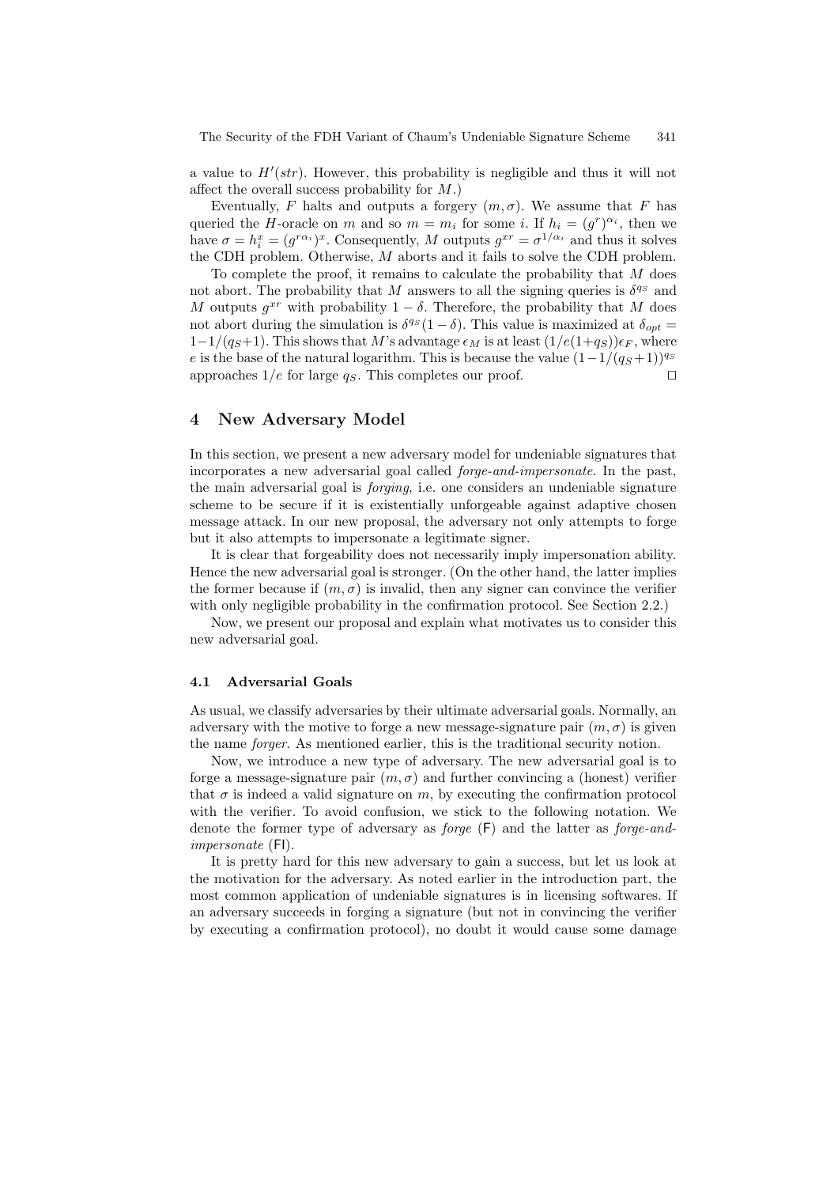a value to $H'(str)$. However, this probability is negligible and thus it will not affect the overall success probability for $M$.)

Eventually, $F$ halts and outputs a forgery $(m, \sigma)$. We assume that $F$ has queried the $H$-oracle on $m$ and so $m = m_i$ for some $i$. If $h_i = (g^r)^{\alpha_i}$, then we have $\sigma = h_i^x = (g^{r\alpha_i})^x$. Consequently, $M$ outputs $g^{xr} = \sigma^{1/\alpha_i}$ and thus it solves the CDH problem. Otherwise, $M$ aborts and it fails to solve the CDH problem.

To complete the proof, it remains to calculate the probability that $M$ does not abort. The probability that $M$ answers to all the signing queries is $\delta^{q_S}$ and $M$ outputs $g^{xr}$ with probability $1 - \delta$. Therefore, the probability that $M$ does not abort during the simulation is $\delta^{q_S}(1 - \delta)$. This value is maximized at $\delta_{opt} = 1 - 1/(q_S + 1)$. This shows that $M$'s advantage $\epsilon_M$ is at least $(1/e(1+q_S))\epsilon_F$, where $e$ is the base of the natural logarithm. This is because the value $(1 - 1/(q_S + 1))^{q_S}$ approaches $1/e$ for large $q_S$. This completes our proof. □

## 4 New Adversary Model

In this section, we present a new adversary model for undeniable signatures that incorporates a new adversarial goal called *forge-and-impersonate*. In the past, the main adversarial goal is *forging*, i.e. one considers an undeniable signature scheme to be secure if it is existentially unforgeable against adaptive chosen message attack. In our new proposal, the adversary not only attempts to forge but it also attempts to impersonate a legitimate signer.

It is clear that forgeability does not necessarily imply impersonation ability. Hence the new adversarial goal is stronger. (On the other hand, the latter implies the former because if $(m, \sigma)$ is invalid, then any signer can convince the verifier with only negligible probability in the confirmation protocol. See Section 2.2.)

Now, we present our proposal and explain what motivates us to consider this new adversarial goal.

### 4.1 Adversarial Goals

As usual, we classify adversaries by their ultimate adversarial goals. Normally, an adversary with the motive to forge a new message-signature pair $(m, \sigma)$ is given the name *forger*. As mentioned earlier, this is the traditional security notion.

Now, we introduce a new type of adversary. The new adversarial goal is to forge a message-signature pair $(m, \sigma)$ and further convincing a (honest) verifier that $\sigma$ is indeed a valid signature on $m$, by executing the confirmation protocol with the verifier. To avoid confusion, we stick to the following notation. We denote the former type of adversary as *forge* (F) and the latter as *forge-and-impersonate* (FI).

It is pretty hard for this new adversary to gain a success, but let us look at the motivation for the adversary. As noted earlier in the introduction part, the most common application of undeniable signatures is in licensing softwares. If an adversary succeeds in forging a signature (but not in convincing the verifier by executing a confirmation protocol), no doubt it would cause some damage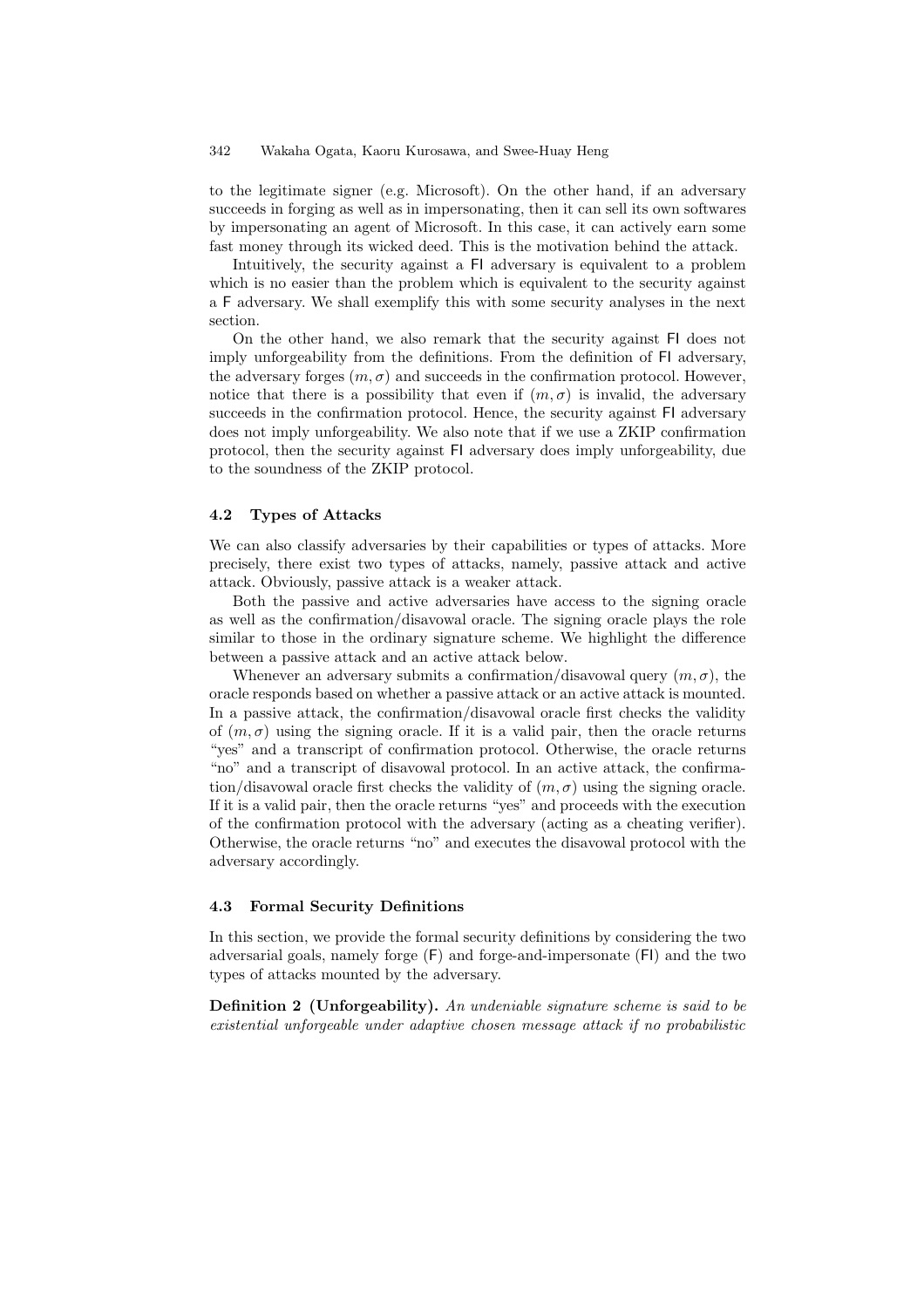to the legitimate signer (e.g. Microsoft). On the other hand, if an adversary succeeds in forging as well as in impersonating, then it can sell its own softwares by impersonating an agent of Microsoft. In this case, it can actively earn some fast money through its wicked deed. This is the motivation behind the attack.

Intuitively, the security against a FI adversary is equivalent to a problem which is no easier than the problem which is equivalent to the security against a F adversary. We shall exemplify this with some security analyses in the next section.

On the other hand, we also remark that the security against FI does not imply unforgeability from the definitions. From the definition of FI adversary, the adversary forges $(m, \sigma)$ and succeeds in the confirmation protocol. However, notice that there is a possibility that even if $(m, \sigma)$ is invalid, the adversary succeeds in the confirmation protocol. Hence, the security against FI adversary does not imply unforgeability. We also note that if we use a ZKIP confirmation protocol, then the security against FI adversary does imply unforgeability, due to the soundness of the ZKIP protocol.

### 4.2 Types of Attacks

We can also classify adversaries by their capabilities or types of attacks. More precisely, there exist two types of attacks, namely, passive attack and active attack. Obviously, passive attack is a weaker attack.

Both the passive and active adversaries have access to the signing oracle as well as the confirmation/disavowal oracle. The signing oracle plays the role similar to those in the ordinary signature scheme. We highlight the difference between a passive attack and an active attack below.

Whenever an adversary submits a confirmation/disavowal query $(m, \sigma)$, the oracle responds based on whether a passive attack or an active attack is mounted. In a passive attack, the confirmation/disavowal oracle first checks the validity of $(m, \sigma)$ using the signing oracle. If it is a valid pair, then the oracle returns "yes" and a transcript of confirmation protocol. Otherwise, the oracle returns "no" and a transcript of disavowal protocol. In an active attack, the confirmation/disavowal oracle first checks the validity of $(m, \sigma)$ using the signing oracle. If it is a valid pair, then the oracle returns "yes" and proceeds with the execution of the confirmation protocol with the adversary (acting as a cheating verifier). Otherwise, the oracle returns "no" and executes the disavowal protocol with the adversary accordingly.

### 4.3 Formal Security Definitions

In this section, we provide the formal security definitions by considering the two adversarial goals, namely forge (F) and forge-and-impersonate (FI) and the two types of attacks mounted by the adversary.

**Definition 2 (Unforgeability).** *An undeniable signature scheme is said to be existential unforgeable under adaptive chosen message attack if no probabilistic*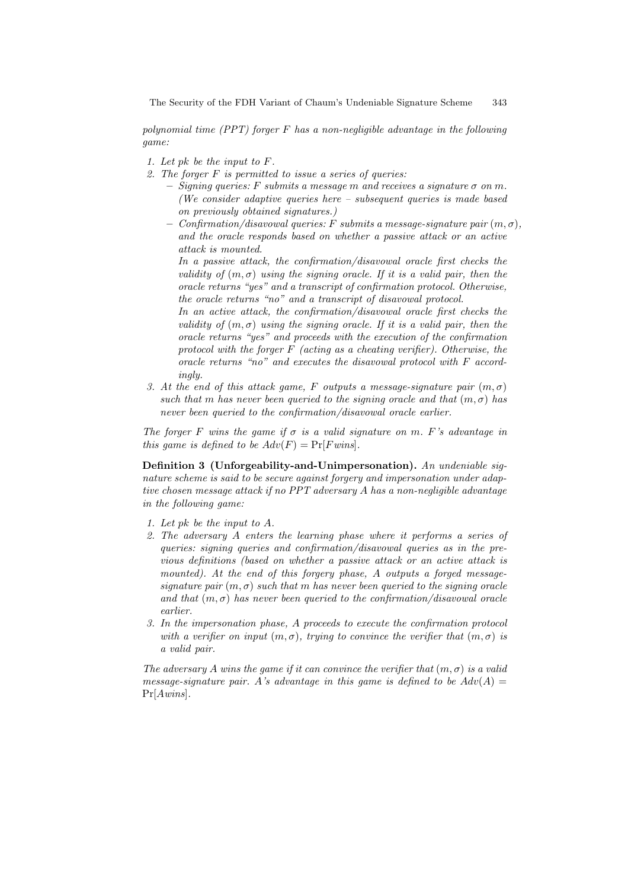*polynomial time (PPT) forger F has a non-negligible advantage in the following game:*

1. *Let pk be the input to F.*
2. *The forger F is permitted to issue a series of queries:*
   - *Signing queries: F submits a message m and receives a signature $\sigma$ on m. (We consider adaptive queries here – subsequent queries is made based on previously obtained signatures.)*
   - *Confirmation/disavowal queries: F submits a message-signature pair $(m, \sigma)$, and the oracle responds based on whether a passive attack or an active attack is mounted.*

     *In a passive attack, the confirmation/disavowal oracle first checks the validity of $(m, \sigma)$ using the signing oracle. If it is a valid pair, then the oracle returns "yes" and a transcript of confirmation protocol. Otherwise, the oracle returns "no" and a transcript of disavowal protocol.*

     *In an active attack, the confirmation/disavowal oracle first checks the validity of $(m, \sigma)$ using the signing oracle. If it is a valid pair, then the oracle returns "yes" and proceeds with the execution of the confirmation protocol with the forger F (acting as a cheating verifier). Otherwise, the oracle returns "no" and executes the disavowal protocol with F accordingly.*
3. *At the end of this attack game, F outputs a message-signature pair $(m, \sigma)$ such that m has never been queried to the signing oracle and that $(m, \sigma)$ has never been queried to the confirmation/disavowal oracle earlier.*

*The forger F wins the game if $\sigma$ is a valid signature on m. F's advantage in this game is defined to be $Adv(F) = \Pr[F wins]$.*

**Definition 3 (Unforgeability-and-Unimpersonation).** *An undeniable signature scheme is said to be secure against forgery and impersonation under adaptive chosen message attack if no PPT adversary A has a non-negligible advantage in the following game:*

1. *Let pk be the input to A.*
2. *The adversary A enters the learning phase where it performs a series of queries: signing queries and confirmation/disavowal queries as in the previous definitions (based on whether a passive attack or an active attack is mounted). At the end of this forgery phase, A outputs a forged message-signature pair $(m, \sigma)$ such that m has never been queried to the signing oracle and that $(m, \sigma)$ has never been queried to the confirmation/disavowal oracle earlier.*
3. *In the impersonation phase, A proceeds to execute the confirmation protocol with a verifier on input $(m, \sigma)$, trying to convince the verifier that $(m, \sigma)$ is a valid pair.*

*The adversary A wins the game if it can convince the verifier that $(m, \sigma)$ is a valid message-signature pair. A's advantage in this game is defined to be $Adv(A) = \Pr[A wins]$.*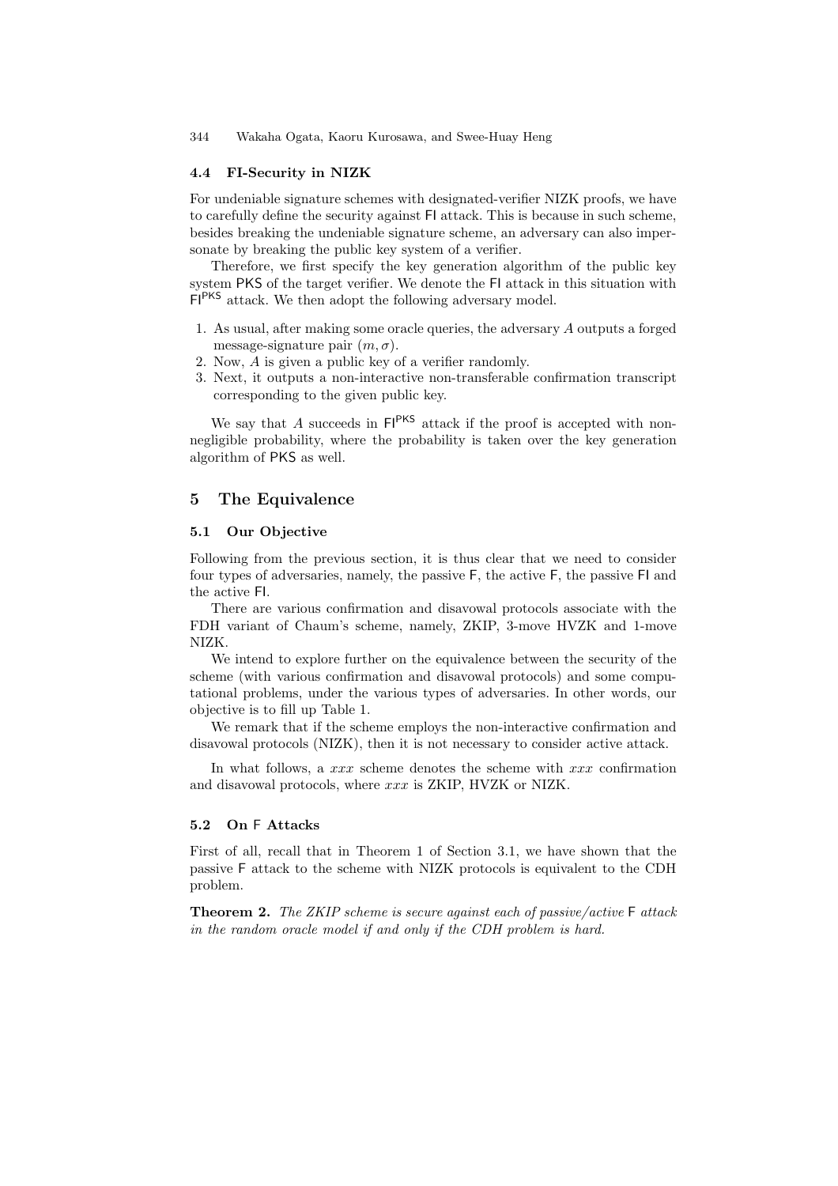### 4.4 FI-Security in NIZK

For undeniable signature schemes with designated-verifier NIZK proofs, we have to carefully define the security against FI attack. This is because in such scheme, besides breaking the undeniable signature scheme, an adversary can also impersonate by breaking the public key system of a verifier.

Therefore, we first specify the key generation algorithm of the public key system PKS of the target verifier. We denote the FI attack in this situation with $\mathsf{FI}^{\mathsf{PKS}}$ attack. We then adopt the following adversary model.

1. As usual, after making some oracle queries, the adversary $A$ outputs a forged message-signature pair $(m, \sigma)$.
2. Now, $A$ is given a public key of a verifier randomly.
3. Next, it outputs a non-interactive non-transferable confirmation transcript corresponding to the given public key.

We say that $A$ succeeds in $\mathsf{FI}^{\mathsf{PKS}}$ attack if the proof is accepted with non-negligible probability, where the probability is taken over the key generation algorithm of PKS as well.

## 5 The Equivalence

### 5.1 Our Objective

Following from the previous section, it is thus clear that we need to consider four types of adversaries, namely, the passive F, the active F, the passive FI and the active FI.

There are various confirmation and disavowal protocols associate with the FDH variant of Chaum's scheme, namely, ZKIP, 3-move HVZK and 1-move NIZK.

We intend to explore further on the equivalence between the security of the scheme (with various confirmation and disavowal protocols) and some computational problems, under the various types of adversaries. In other words, our objective is to fill up Table 1.

We remark that if the scheme employs the non-interactive confirmation and disavowal protocols (NIZK), then it is not necessary to consider active attack.

In what follows, a *xxx* scheme denotes the scheme with *xxx* confirmation and disavowal protocols, where *xxx* is ZKIP, HVZK or NIZK.

### 5.2 On F Attacks

First of all, recall that in Theorem 1 of Section 3.1, we have shown that the passive F attack to the scheme with NIZK protocols is equivalent to the CDH problem.

**Theorem 2.** *The ZKIP scheme is secure against each of passive/active* F *attack in the random oracle model if and only if the CDH problem is hard.*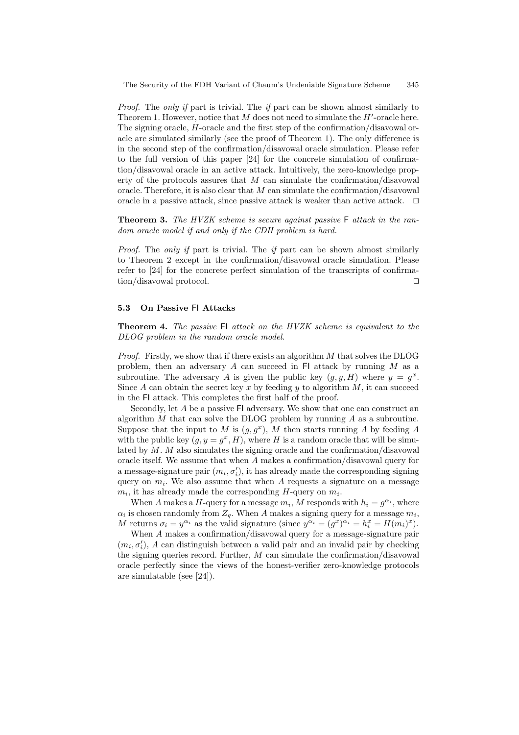*Proof.* The *only if* part is trivial. The *if* part can be shown almost similarly to Theorem 1. However, notice that $M$ does not need to simulate the $H'$-oracle here. The signing oracle, $H$-oracle and the first step of the confirmation/disavowal oracle are simulated similarly (see the proof of Theorem 1). The only difference is in the second step of the confirmation/disavowal oracle simulation. Please refer to the full version of this paper [24] for the concrete simulation of confirmation/disavowal oracle in an active attack. Intuitively, the zero-knowledge property of the protocols assures that $M$ can simulate the confirmation/disavowal oracle. Therefore, it is also clear that $M$ can simulate the confirmation/disavowal oracle in a passive attack, since passive attack is weaker than active attack. ☐

**Theorem 3.** *The HVZK scheme is secure against passive* F *attack in the random oracle model if and only if the CDH problem is hard.*

*Proof.* The *only if* part is trivial. The *if* part can be shown almost similarly to Theorem 2 except in the confirmation/disavowal oracle simulation. Please refer to [24] for the concrete perfect simulation of the transcripts of confirmation/disavowal protocol. ☐

### 5.3 On Passive FI Attacks

**Theorem 4.** *The passive* FI *attack on the HVZK scheme is equivalent to the DLOG problem in the random oracle model.*

*Proof.* Firstly, we show that if there exists an algorithm $M$ that solves the DLOG problem, then an adversary $A$ can succeed in FI attack by running $M$ as a subroutine. The adversary $A$ is given the public key $(g, y, H)$ where $y = g^x$. Since $A$ can obtain the secret key $x$ by feeding $y$ to algorithm $M$, it can succeed in the FI attack. This completes the first half of the proof.

Secondly, let $A$ be a passive FI adversary. We show that one can construct an algorithm $M$ that can solve the DLOG problem by running $A$ as a subroutine. Suppose that the input to $M$ is $(g, g^x)$, $M$ then starts running $A$ by feeding $A$ with the public key $(g, y = g^x, H)$, where $H$ is a random oracle that will be simulated by $M$. $M$ also simulates the signing oracle and the confirmation/disavowal oracle itself. We assume that when $A$ makes a confirmation/disavowal query for a message-signature pair $(m_i, \sigma_i')$, it has already made the corresponding signing query on $m_i$. We also assume that when $A$ requests a signature on a message $m_i$, it has already made the corresponding $H$-query on $m_i$.

When $A$ makes a $H$-query for a message $m_i$, $M$ responds with $h_i = g^{\alpha_i}$, where $\alpha_i$ is chosen randomly from $Z_q$. When $A$ makes a signing query for a message $m_i$, $M$ returns $\sigma_i = y^{\alpha_i}$ as the valid signature (since $y^{\alpha_i} = (g^x)^{\alpha_i} = h_i^x = H(m_i)^x$).

When $A$ makes a confirmation/disavowal query for a message-signature pair $(m_i, \sigma_i')$, $A$ can distinguish between a valid pair and an invalid pair by checking the signing queries record. Further, $M$ can simulate the confirmation/disavowal oracle perfectly since the views of the honest-verifier zero-knowledge protocols are simulatable (see [24]).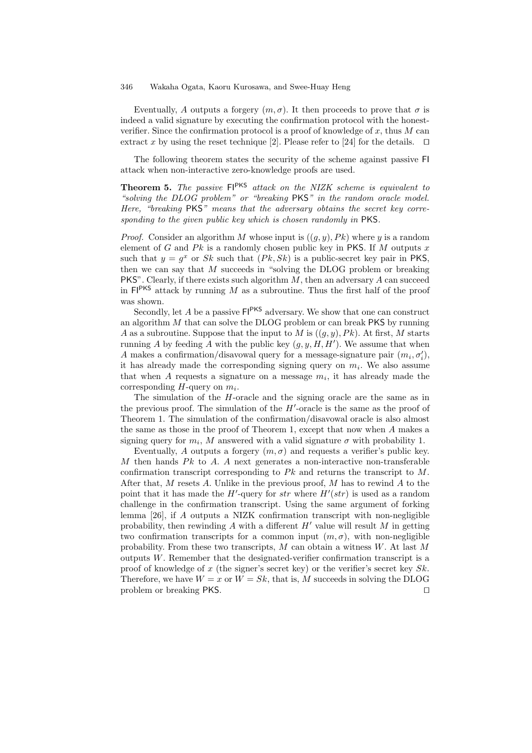Eventually, $A$ outputs a forgery $(m, \sigma)$. It then proceeds to prove that $\sigma$ is indeed a valid signature by executing the confirmation protocol with the honest-verifier. Since the confirmation protocol is a proof of knowledge of $x$, thus $M$ can extract $x$ by using the reset technique [2]. Please refer to [24] for the details. □

The following theorem states the security of the scheme against passive FI attack when non-interactive zero-knowledge proofs are used.

**Theorem 5.** *The passive $\mathsf{FI}^{\mathsf{PKS}}$ attack on the NIZK scheme is equivalent to "solving the DLOG problem" or "breaking PKS" in the random oracle model. Here, "breaking PKS" means that the adversary obtains the secret key corresponding to the given public key which is chosen randomly in PKS.*

*Proof.* Consider an algorithm $M$ whose input is $((g, y), Pk)$ where $y$ is a random element of $G$ and $Pk$ is a randomly chosen public key in PKS. If $M$ outputs $x$ such that $y = g^x$ or $Sk$ such that $(Pk, Sk)$ is a public-secret key pair in PKS, then we can say that $M$ succeeds in "solving the DLOG problem or breaking PKS". Clearly, if there exists such algorithm $M$, then an adversary $A$ can succeed in $\mathsf{FI}^{\mathsf{PKS}}$ attack by running $M$ as a subroutine. Thus the first half of the proof was shown.

Secondly, let $A$ be a passive $\mathsf{FI}^{\mathsf{PKS}}$ adversary. We show that one can construct an algorithm $M$ that can solve the DLOG problem or can break PKS by running $A$ as a subroutine. Suppose that the input to $M$ is $((g, y), Pk)$. At first, $M$ starts running $A$ by feeding $A$ with the public key $(g, y, H, H')$. We assume that when $A$ makes a confirmation/disavowal query for a message-signature pair $(m_i, \sigma_i')$, it has already made the corresponding signing query on $m_i$. We also assume that when $A$ requests a signature on a message $m_i$, it has already made the corresponding $H$-query on $m_i$.

The simulation of the $H$-oracle and the signing oracle are the same as in the previous proof. The simulation of the $H'$-oracle is the same as the proof of Theorem 1. The simulation of the confirmation/disavowal oracle is also almost the same as those in the proof of Theorem 1, except that now when $A$ makes a signing query for $m_i$, $M$ answered with a valid signature $\sigma$ with probability 1.

Eventually, $A$ outputs a forgery $(m, \sigma)$ and requests a verifier's public key. $M$ then hands $Pk$ to $A$. $A$ next generates a non-interactive non-transferable confirmation transcript corresponding to $Pk$ and returns the transcript to $M$. After that, $M$ resets $A$. Unlike in the previous proof, $M$ has to rewind $A$ to the point that it has made the $H'$-query for $str$ where $H'(str)$ is used as a random challenge in the confirmation transcript. Using the same argument of forking lemma [26], if $A$ outputs a NIZK confirmation transcript with non-negligible probability, then rewinding $A$ with a different $H'$ value will result $M$ in getting two confirmation transcripts for a common input $(m, \sigma)$, with non-negligible probability. From these two transcripts, $M$ can obtain a witness $W$. At last $M$ outputs $W$. Remember that the designated-verifier confirmation transcript is a proof of knowledge of $x$ (the signer's secret key) or the verifier's secret key $Sk$. Therefore, we have $W = x$ or $W = Sk$, that is, $M$ succeeds in solving the DLOG problem or breaking PKS. □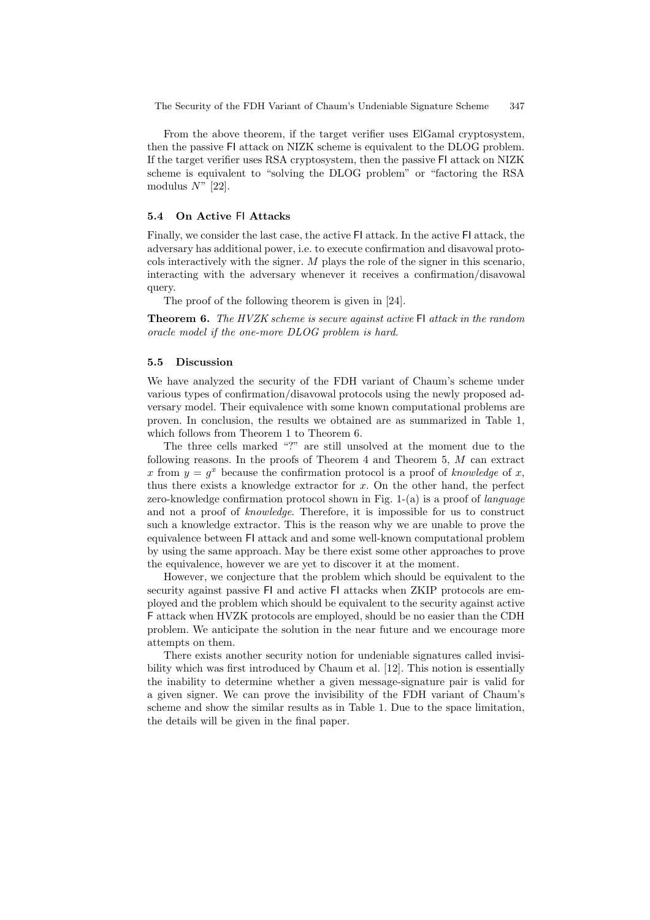From the above theorem, if the target verifier uses ElGamal cryptosystem, then the passive FI attack on NIZK scheme is equivalent to the DLOG problem. If the target verifier uses RSA cryptosystem, then the passive FI attack on NIZK scheme is equivalent to "solving the DLOG problem" or "factoring the RSA modulus $N$" [22].

### 5.4 On Active FI Attacks

Finally, we consider the last case, the active FI attack. In the active FI attack, the adversary has additional power, i.e. to execute confirmation and disavowal protocols interactively with the signer. $M$ plays the role of the signer in this scenario, interacting with the adversary whenever it receives a confirmation/disavowal query.

The proof of the following theorem is given in [24].

**Theorem 6.** *The HVZK scheme is secure against active* FI *attack in the random oracle model if the one-more DLOG problem is hard.*

### 5.5 Discussion

We have analyzed the security of the FDH variant of Chaum's scheme under various types of confirmation/disavowal protocols using the newly proposed adversary model. Their equivalence with some known computational problems are proven. In conclusion, the results we obtained are as summarized in Table 1, which follows from Theorem 1 to Theorem 6.

The three cells marked "?" are still unsolved at the moment due to the following reasons. In the proofs of Theorem 4 and Theorem 5, $M$ can extract $x$ from $y = g^x$ because the confirmation protocol is a proof of *knowledge* of $x$, thus there exists a knowledge extractor for $x$. On the other hand, the perfect zero-knowledge confirmation protocol shown in Fig. 1-(a) is a proof of *language* and not a proof of *knowledge*. Therefore, it is impossible for us to construct such a knowledge extractor. This is the reason why we are unable to prove the equivalence between FI attack and and some well-known computational problem by using the same approach. May be there exist some other approaches to prove the equivalence, however we are yet to discover it at the moment.

However, we conjecture that the problem which should be equivalent to the security against passive FI and active FI attacks when ZKIP protocols are employed and the problem which should be equivalent to the security against active F attack when HVZK protocols are employed, should be no easier than the CDH problem. We anticipate the solution in the near future and we encourage more attempts on them.

There exists another security notion for undeniable signatures called invisibility which was first introduced by Chaum et al. [12]. This notion is essentially the inability to determine whether a given message-signature pair is valid for a given signer. We can prove the invisibility of the FDH variant of Chaum's scheme and show the similar results as in Table 1. Due to the space limitation, the details will be given in the final paper.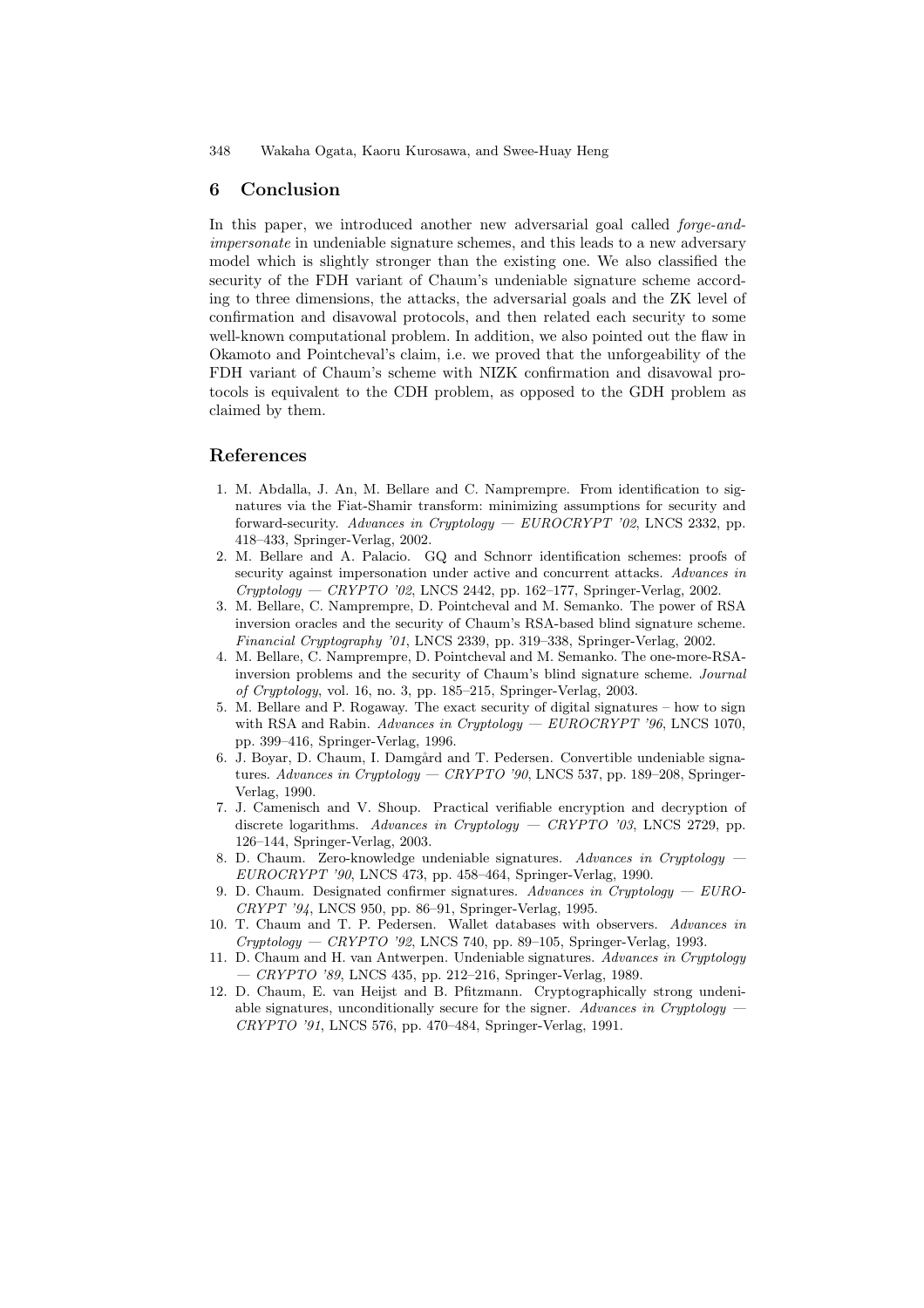## 6 Conclusion

In this paper, we introduced another new adversarial goal called *forge-and-impersonate* in undeniable signature schemes, and this leads to a new adversary model which is slightly stronger than the existing one. We also classified the security of the FDH variant of Chaum's undeniable signature scheme according to three dimensions, the attacks, the adversarial goals and the ZK level of confirmation and disavowal protocols, and then related each security to some well-known computational problem. In addition, we also pointed out the flaw in Okamoto and Pointcheval's claim, i.e. we proved that the unforgeability of the FDH variant of Chaum's scheme with NIZK confirmation and disavowal protocols is equivalent to the CDH problem, as opposed to the GDH problem as claimed by them.

## References

1. M. Abdalla, J. An, M. Bellare and C. Namprempre. From identification to signatures via the Fiat-Shamir transform: minimizing assumptions for security and forward-security. *Advances in Cryptology — EUROCRYPT '02*, LNCS 2332, pp. 418–433, Springer-Verlag, 2002.
2. M. Bellare and A. Palacio. GQ and Schnorr identification schemes: proofs of security against impersonation under active and concurrent attacks. *Advances in Cryptology — CRYPTO '02*, LNCS 2442, pp. 162–177, Springer-Verlag, 2002.
3. M. Bellare, C. Namprempre, D. Pointcheval and M. Semanko. The power of RSA inversion oracles and the security of Chaum's RSA-based blind signature scheme. *Financial Cryptography '01*, LNCS 2339, pp. 319–338, Springer-Verlag, 2002.
4. M. Bellare, C. Namprempre, D. Pointcheval and M. Semanko. The one-more-RSA-inversion problems and the security of Chaum's blind signature scheme. *Journal of Cryptology*, vol. 16, no. 3, pp. 185–215, Springer-Verlag, 2003.
5. M. Bellare and P. Rogaway. The exact security of digital signatures – how to sign with RSA and Rabin. *Advances in Cryptology — EUROCRYPT '96*, LNCS 1070, pp. 399–416, Springer-Verlag, 1996.
6. J. Boyar, D. Chaum, I. Damgård and T. Pedersen. Convertible undeniable signatures. *Advances in Cryptology — CRYPTO '90*, LNCS 537, pp. 189–208, Springer-Verlag, 1990.
7. J. Camenisch and V. Shoup. Practical verifiable encryption and decryption of discrete logarithms. *Advances in Cryptology — CRYPTO '03*, LNCS 2729, pp. 126–144, Springer-Verlag, 2003.
8. D. Chaum. Zero-knowledge undeniable signatures. *Advances in Cryptology — EUROCRYPT '90*, LNCS 473, pp. 458–464, Springer-Verlag, 1990.
9. D. Chaum. Designated confirmer signatures. *Advances in Cryptology — EUROCRYPT '94*, LNCS 950, pp. 86–91, Springer-Verlag, 1995.
10. T. Chaum and T. P. Pedersen. Wallet databases with observers. *Advances in Cryptology — CRYPTO '92*, LNCS 740, pp. 89–105, Springer-Verlag, 1993.
11. D. Chaum and H. van Antwerpen. Undeniable signatures. *Advances in Cryptology — CRYPTO '89*, LNCS 435, pp. 212–216, Springer-Verlag, 1989.
12. D. Chaum, E. van Heijst and B. Pfitzmann. Cryptographically strong undeniable signatures, unconditionally secure for the signer. *Advances in Cryptology — CRYPTO '91*, LNCS 576, pp. 470–484, Springer-Verlag, 1991.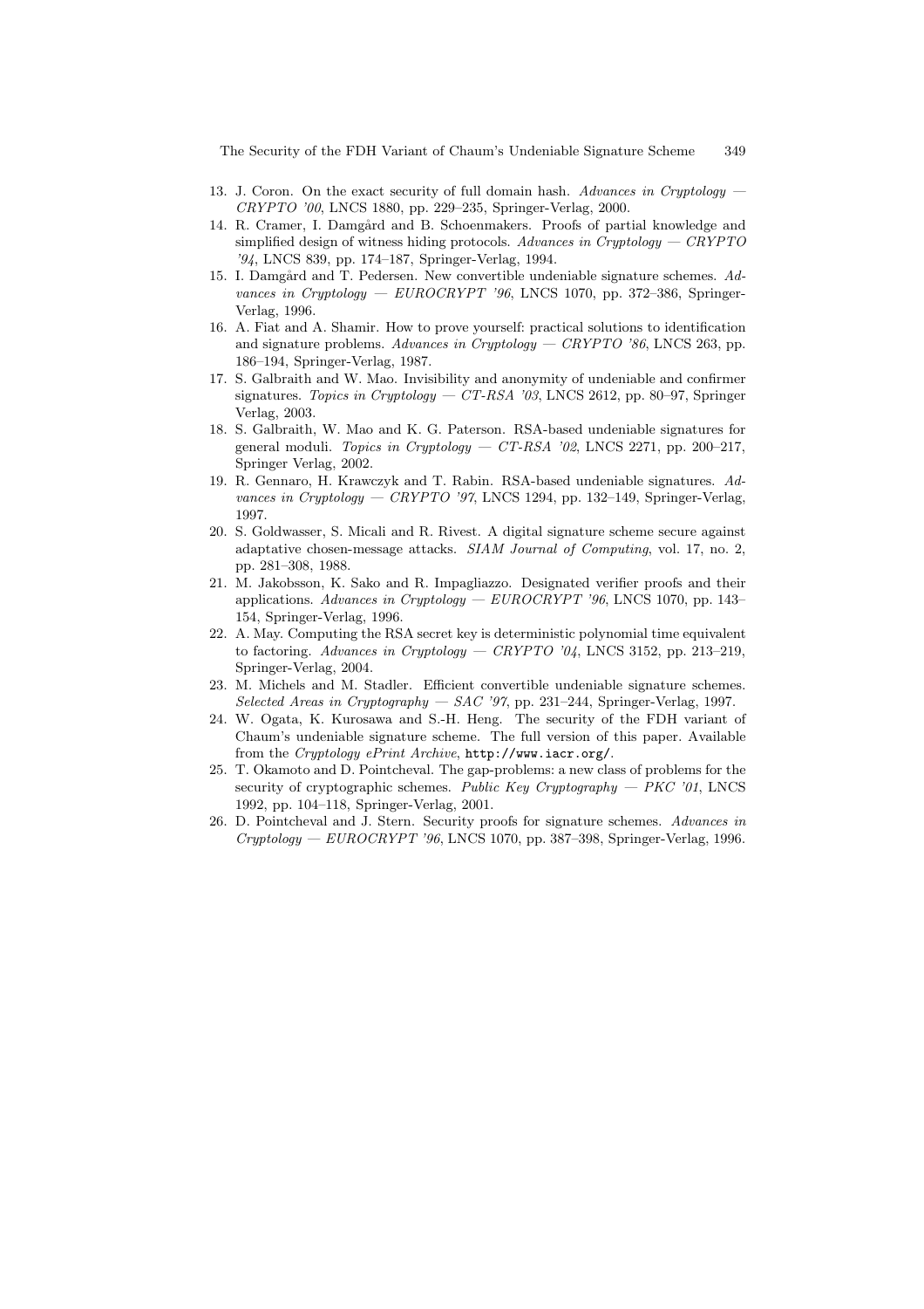13. J. Coron. On the exact security of full domain hash. *Advances in Cryptology — CRYPTO '00*, LNCS 1880, pp. 229–235, Springer-Verlag, 2000.
14. R. Cramer, I. Damgård and B. Schoenmakers. Proofs of partial knowledge and simplified design of witness hiding protocols. *Advances in Cryptology — CRYPTO '94*, LNCS 839, pp. 174–187, Springer-Verlag, 1994.
15. I. Damgård and T. Pedersen. New convertible undeniable signature schemes. *Advances in Cryptology — EUROCRYPT '96*, LNCS 1070, pp. 372–386, Springer-Verlag, 1996.
16. A. Fiat and A. Shamir. How to prove yourself: practical solutions to identification and signature problems. *Advances in Cryptology — CRYPTO '86*, LNCS 263, pp. 186–194, Springer-Verlag, 1987.
17. S. Galbraith and W. Mao. Invisibility and anonymity of undeniable and confirmer signatures. *Topics in Cryptology — CT-RSA '03*, LNCS 2612, pp. 80–97, Springer Verlag, 2003.
18. S. Galbraith, W. Mao and K. G. Paterson. RSA-based undeniable signatures for general moduli. *Topics in Cryptology — CT-RSA '02*, LNCS 2271, pp. 200–217, Springer Verlag, 2002.
19. R. Gennaro, H. Krawczyk and T. Rabin. RSA-based undeniable signatures. *Advances in Cryptology — CRYPTO '97*, LNCS 1294, pp. 132–149, Springer-Verlag, 1997.
20. S. Goldwasser, S. Micali and R. Rivest. A digital signature scheme secure against adaptative chosen-message attacks. *SIAM Journal of Computing*, vol. 17, no. 2, pp. 281–308, 1988.
21. M. Jakobsson, K. Sako and R. Impagliazzo. Designated verifier proofs and their applications. *Advances in Cryptology — EUROCRYPT '96*, LNCS 1070, pp. 143–154, Springer-Verlag, 1996.
22. A. May. Computing the RSA secret key is deterministic polynomial time equivalent to factoring. *Advances in Cryptology — CRYPTO '04*, LNCS 3152, pp. 213–219, Springer-Verlag, 2004.
23. M. Michels and M. Stadler. Efficient convertible undeniable signature schemes. *Selected Areas in Cryptography — SAC '97*, pp. 231–244, Springer-Verlag, 1997.
24. W. Ogata, K. Kurosawa and S.-H. Heng. The security of the FDH variant of Chaum's undeniable signature scheme. The full version of this paper. Available from the *Cryptology ePrint Archive*, http://www.iacr.org/.
25. T. Okamoto and D. Pointcheval. The gap-problems: a new class of problems for the security of cryptographic schemes. *Public Key Cryptography — PKC '01*, LNCS 1992, pp. 104–118, Springer-Verlag, 2001.
26. D. Pointcheval and J. Stern. Security proofs for signature schemes. *Advances in Cryptology — EUROCRYPT '96*, LNCS 1070, pp. 387–398, Springer-Verlag, 1996.